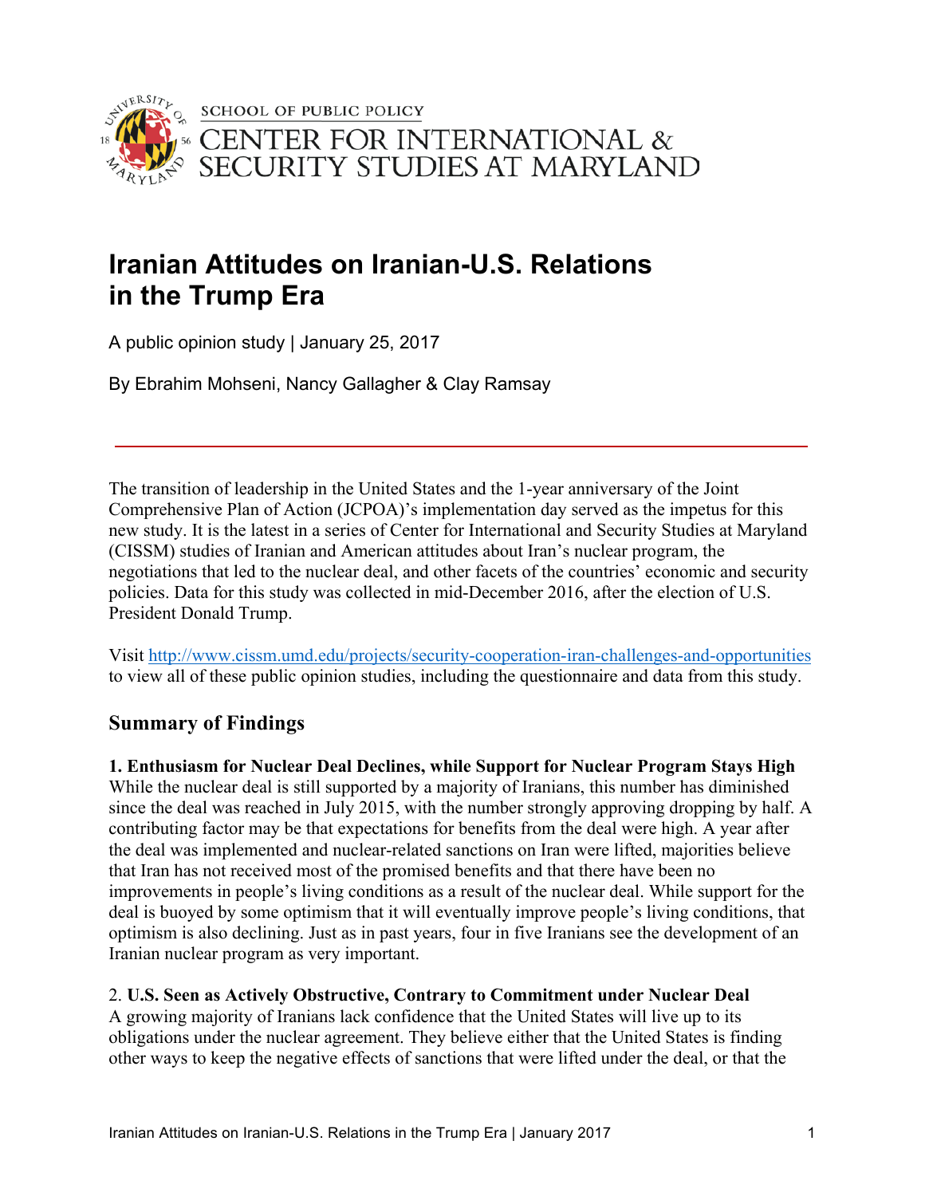SCHOOL OF PUBLIC POLICY
CENTER FOR INTERNATIONAL & SECURITY STUDIES AT MARYLAND

# Iranian Attitudes on Iranian-U.S. Relations in the Trump Era

A public opinion study | January 25, 2017

By Ebrahim Mohseni, Nancy Gallagher & Clay Ramsay

---

The transition of leadership in the United States and the 1-year anniversary of the Joint Comprehensive Plan of Action (JCPOA)'s implementation day served as the impetus for this new study. It is the latest in a series of Center for International and Security Studies at Maryland (CISSM) studies of Iranian and American attitudes about Iran's nuclear program, the negotiations that led to the nuclear deal, and other facets of the countries' economic and security policies. Data for this study was collected in mid-December 2016, after the election of U.S. President Donald Trump.

Visit http://www.cissm.umd.edu/projects/security-cooperation-iran-challenges-and-opportunities to view all of these public opinion studies, including the questionnaire and data from this study.

## Summary of Findings

**1. Enthusiasm for Nuclear Deal Declines, while Support for Nuclear Program Stays High**
While the nuclear deal is still supported by a majority of Iranians, this number has diminished since the deal was reached in July 2015, with the number strongly approving dropping by half. A contributing factor may be that expectations for benefits from the deal were high. A year after the deal was implemented and nuclear-related sanctions on Iran were lifted, majorities believe that Iran has not received most of the promised benefits and that there have been no improvements in people's living conditions as a result of the nuclear deal. While support for the deal is buoyed by some optimism that it will eventually improve people's living conditions, that optimism is also declining. Just as in past years, four in five Iranians see the development of an Iranian nuclear program as very important.

2. **U.S. Seen as Actively Obstructive, Contrary to Commitment under Nuclear Deal**
A growing majority of Iranians lack confidence that the United States will live up to its obligations under the nuclear agreement. They believe either that the United States is finding other ways to keep the negative effects of sanctions that were lifted under the deal, or that the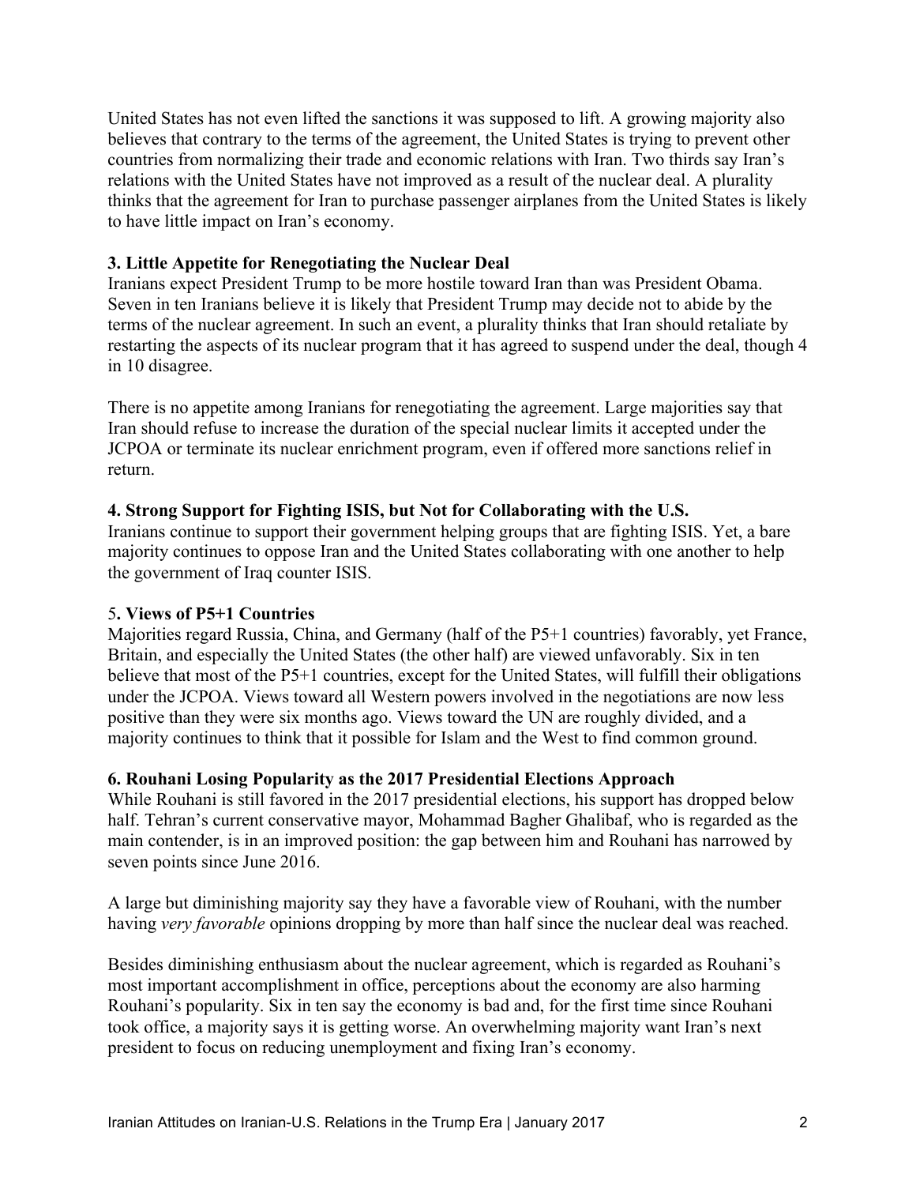United States has not even lifted the sanctions it was supposed to lift. A growing majority also believes that contrary to the terms of the agreement, the United States is trying to prevent other countries from normalizing their trade and economic relations with Iran. Two thirds say Iran's relations with the United States have not improved as a result of the nuclear deal. A plurality thinks that the agreement for Iran to purchase passenger airplanes from the United States is likely to have little impact on Iran's economy.

**3. Little Appetite for Renegotiating the Nuclear Deal**

Iranians expect President Trump to be more hostile toward Iran than was President Obama. Seven in ten Iranians believe it is likely that President Trump may decide not to abide by the terms of the nuclear agreement. In such an event, a plurality thinks that Iran should retaliate by restarting the aspects of its nuclear program that it has agreed to suspend under the deal, though 4 in 10 disagree.

There is no appetite among Iranians for renegotiating the agreement. Large majorities say that Iran should refuse to increase the duration of the special nuclear limits it accepted under the JCPOA or terminate its nuclear enrichment program, even if offered more sanctions relief in return.

**4. Strong Support for Fighting ISIS, but Not for Collaborating with the U.S.**

Iranians continue to support their government helping groups that are fighting ISIS. Yet, a bare majority continues to oppose Iran and the United States collaborating with one another to help the government of Iraq counter ISIS.

**5. Views of P5+1 Countries**

Majorities regard Russia, China, and Germany (half of the P5+1 countries) favorably, yet France, Britain, and especially the United States (the other half) are viewed unfavorably. Six in ten believe that most of the P5+1 countries, except for the United States, will fulfill their obligations under the JCPOA. Views toward all Western powers involved in the negotiations are now less positive than they were six months ago. Views toward the UN are roughly divided, and a majority continues to think that it possible for Islam and the West to find common ground.

**6. Rouhani Losing Popularity as the 2017 Presidential Elections Approach**

While Rouhani is still favored in the 2017 presidential elections, his support has dropped below half. Tehran's current conservative mayor, Mohammad Bagher Ghalibaf, who is regarded as the main contender, is in an improved position: the gap between him and Rouhani has narrowed by seven points since June 2016.

A large but diminishing majority say they have a favorable view of Rouhani, with the number having *very favorable* opinions dropping by more than half since the nuclear deal was reached.

Besides diminishing enthusiasm about the nuclear agreement, which is regarded as Rouhani's most important accomplishment in office, perceptions about the economy are also harming Rouhani's popularity. Six in ten say the economy is bad and, for the first time since Rouhani took office, a majority says it is getting worse. An overwhelming majority want Iran's next president to focus on reducing unemployment and fixing Iran's economy.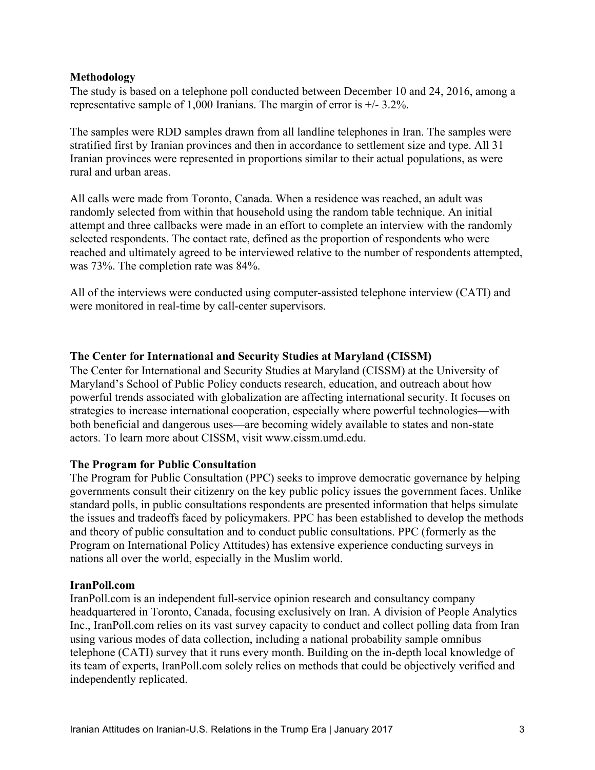**Methodology**

The study is based on a telephone poll conducted between December 10 and 24, 2016, among a representative sample of 1,000 Iranians. The margin of error is +/- 3.2%.

The samples were RDD samples drawn from all landline telephones in Iran. The samples were stratified first by Iranian provinces and then in accordance to settlement size and type. All 31 Iranian provinces were represented in proportions similar to their actual populations, as were rural and urban areas.

All calls were made from Toronto, Canada. When a residence was reached, an adult was randomly selected from within that household using the random table technique. An initial attempt and three callbacks were made in an effort to complete an interview with the randomly selected respondents. The contact rate, defined as the proportion of respondents who were reached and ultimately agreed to be interviewed relative to the number of respondents attempted, was 73%. The completion rate was 84%.

All of the interviews were conducted using computer-assisted telephone interview (CATI) and were monitored in real-time by call-center supervisors.

**The Center for International and Security Studies at Maryland (CISSM)**

The Center for International and Security Studies at Maryland (CISSM) at the University of Maryland's School of Public Policy conducts research, education, and outreach about how powerful trends associated with globalization are affecting international security. It focuses on strategies to increase international cooperation, especially where powerful technologies—with both beneficial and dangerous uses—are becoming widely available to states and non-state actors. To learn more about CISSM, visit www.cissm.umd.edu.

**The Program for Public Consultation**

The Program for Public Consultation (PPC) seeks to improve democratic governance by helping governments consult their citizenry on the key public policy issues the government faces. Unlike standard polls, in public consultations respondents are presented information that helps simulate the issues and tradeoffs faced by policymakers. PPC has been established to develop the methods and theory of public consultation and to conduct public consultations. PPC (formerly as the Program on International Policy Attitudes) has extensive experience conducting surveys in nations all over the world, especially in the Muslim world.

**IranPoll.com**

IranPoll.com is an independent full-service opinion research and consultancy company headquartered in Toronto, Canada, focusing exclusively on Iran. A division of People Analytics Inc., IranPoll.com relies on its vast survey capacity to conduct and collect polling data from Iran using various modes of data collection, including a national probability sample omnibus telephone (CATI) survey that it runs every month. Building on the in-depth local knowledge of its team of experts, IranPoll.com solely relies on methods that could be objectively verified and independently replicated.